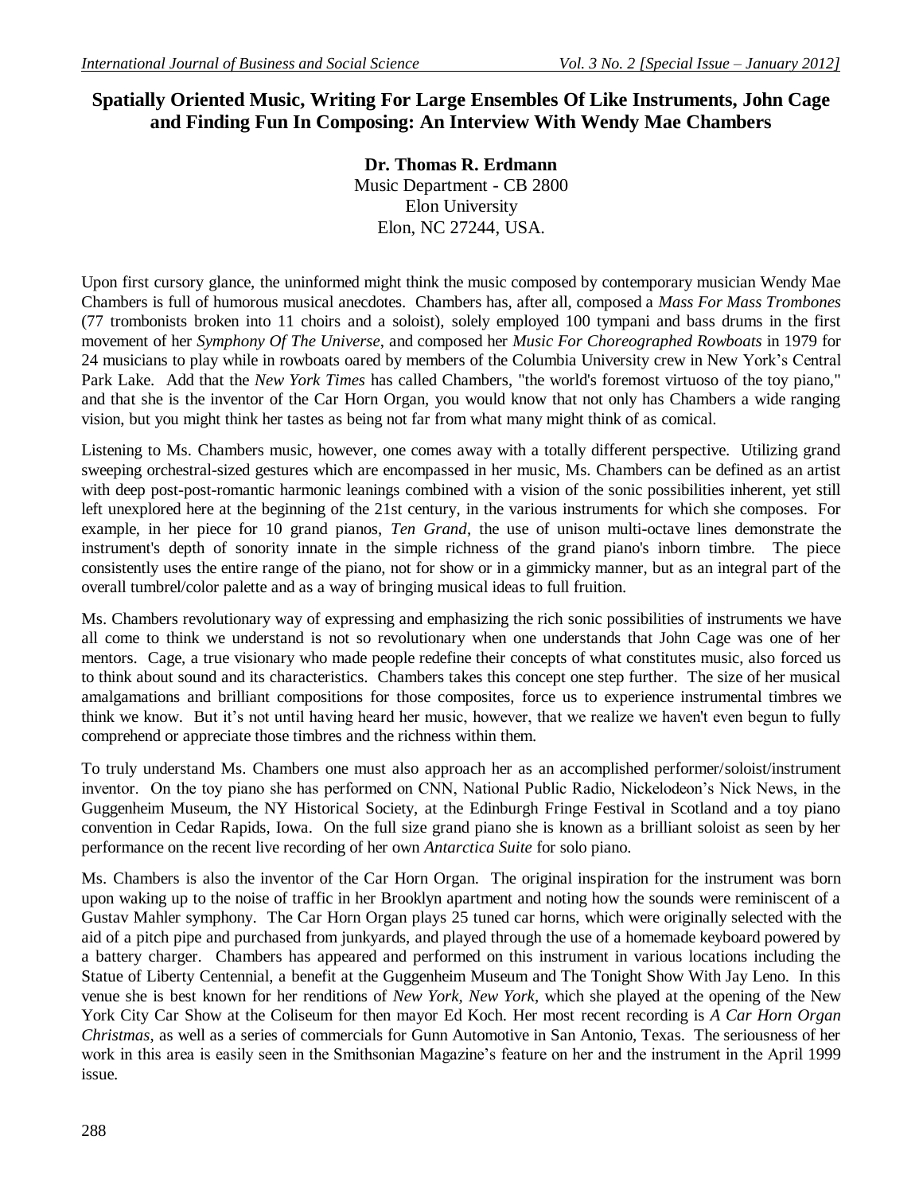# Spatially Oriented Music, Writing For Large Ensembles Of Like Instruments, John Cage and Finding Fun In Composing: An Interview With Wendy Mae Chambers

**Dr. Thomas R. Erdmann**
Music Department - CB 2800
Elon University
Elon, NC 27244, USA.

Upon first cursory glance, the uninformed might think the music composed by contemporary musician Wendy Mae Chambers is full of humorous musical anecdotes. Chambers has, after all, composed a *Mass For Mass Trombones* (77 trombonists broken into 11 choirs and a soloist), solely employed 100 tympani and bass drums in the first movement of her *Symphony Of The Universe*, and composed her *Music For Choreographed Rowboats* in 1979 for 24 musicians to play while in rowboats oared by members of the Columbia University crew in New York's Central Park Lake. Add that the *New York Times* has called Chambers, "the world's foremost virtuoso of the toy piano," and that she is the inventor of the Car Horn Organ, you would know that not only has Chambers a wide ranging vision, but you might think her tastes as being not far from what many might think of as comical.

Listening to Ms. Chambers music, however, one comes away with a totally different perspective. Utilizing grand sweeping orchestral-sized gestures which are encompassed in her music, Ms. Chambers can be defined as an artist with deep post-post-romantic harmonic leanings combined with a vision of the sonic possibilities inherent, yet still left unexplored here at the beginning of the 21st century, in the various instruments for which she composes. For example, in her piece for 10 grand pianos, *Ten Grand*, the use of unison multi-octave lines demonstrate the instrument's depth of sonority innate in the simple richness of the grand piano's inborn timbre. The piece consistently uses the entire range of the piano, not for show or in a gimmicky manner, but as an integral part of the overall tumbrel/color palette and as a way of bringing musical ideas to full fruition.

Ms. Chambers revolutionary way of expressing and emphasizing the rich sonic possibilities of instruments we have all come to think we understand is not so revolutionary when one understands that John Cage was one of her mentors. Cage, a true visionary who made people redefine their concepts of what constitutes music, also forced us to think about sound and its characteristics. Chambers takes this concept one step further. The size of her musical amalgamations and brilliant compositions for those composites, force us to experience instrumental timbres we think we know. But it's not until having heard her music, however, that we realize we haven't even begun to fully comprehend or appreciate those timbres and the richness within them.

To truly understand Ms. Chambers one must also approach her as an accomplished performer/soloist/instrument inventor. On the toy piano she has performed on CNN, National Public Radio, Nickelodeon's Nick News, in the Guggenheim Museum, the NY Historical Society, at the Edinburgh Fringe Festival in Scotland and a toy piano convention in Cedar Rapids, Iowa. On the full size grand piano she is known as a brilliant soloist as seen by her performance on the recent live recording of her own *Antarctica Suite* for solo piano.

Ms. Chambers is also the inventor of the Car Horn Organ. The original inspiration for the instrument was born upon waking up to the noise of traffic in her Brooklyn apartment and noting how the sounds were reminiscent of a Gustav Mahler symphony. The Car Horn Organ plays 25 tuned car horns, which were originally selected with the aid of a pitch pipe and purchased from junkyards, and played through the use of a homemade keyboard powered by a battery charger. Chambers has appeared and performed on this instrument in various locations including the Statue of Liberty Centennial, a benefit at the Guggenheim Museum and The Tonight Show With Jay Leno. In this venue she is best known for her renditions of *New York, New York*, which she played at the opening of the New York City Car Show at the Coliseum for then mayor Ed Koch. Her most recent recording is *A Car Horn Organ Christmas*, as well as a series of commercials for Gunn Automotive in San Antonio, Texas. The seriousness of her work in this area is easily seen in the Smithsonian Magazine's feature on her and the instrument in the April 1999 issue.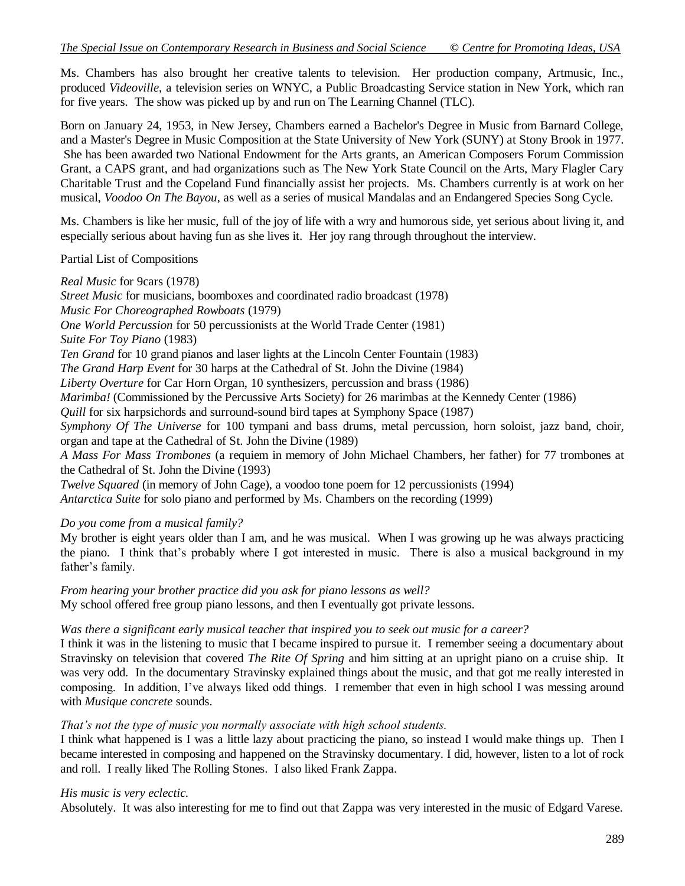Ms. Chambers has also brought her creative talents to television. Her production company, Artmusic, Inc., produced *Videoville*, a television series on WNYC, a Public Broadcasting Service station in New York, which ran for five years. The show was picked up by and run on The Learning Channel (TLC).

Born on January 24, 1953, in New Jersey, Chambers earned a Bachelor's Degree in Music from Barnard College, and a Master's Degree in Music Composition at the State University of New York (SUNY) at Stony Brook in 1977. She has been awarded two National Endowment for the Arts grants, an American Composers Forum Commission Grant, a CAPS grant, and had organizations such as The New York State Council on the Arts, Mary Flagler Cary Charitable Trust and the Copeland Fund financially assist her projects. Ms. Chambers currently is at work on her musical, *Voodoo On The Bayou*, as well as a series of musical Mandalas and an Endangered Species Song Cycle.

Ms. Chambers is like her music, full of the joy of life with a wry and humorous side, yet serious about living it, and especially serious about having fun as she lives it. Her joy rang through throughout the interview.

Partial List of Compositions

*Real Music* for 9cars (1978)
*Street Music* for musicians, boomboxes and coordinated radio broadcast (1978)
*Music For Choreographed Rowboats* (1979)
*One World Percussion* for 50 percussionists at the World Trade Center (1981)
*Suite For Toy Piano* (1983)
*Ten Grand* for 10 grand pianos and laser lights at the Lincoln Center Fountain (1983)
*The Grand Harp Event* for 30 harps at the Cathedral of St. John the Divine (1984)
*Liberty Overture* for Car Horn Organ, 10 synthesizers, percussion and brass (1986)
*Marimba!* (Commissioned by the Percussive Arts Society) for 26 marimbas at the Kennedy Center (1986)
*Quill* for six harpsichords and surround-sound bird tapes at Symphony Space (1987)
*Symphony Of The Universe* for 100 tympani and bass drums, metal percussion, horn soloist, jazz band, choir, organ and tape at the Cathedral of St. John the Divine (1989)
*A Mass For Mass Trombones* (a requiem in memory of John Michael Chambers, her father) for 77 trombones at the Cathedral of St. John the Divine (1993)
*Twelve Squared* (in memory of John Cage), a voodoo tone poem for 12 percussionists (1994)
*Antarctica Suite* for solo piano and performed by Ms. Chambers on the recording (1999)

*Do you come from a musical family?*
My brother is eight years older than I am, and he was musical. When I was growing up he was always practicing the piano. I think that's probably where I got interested in music. There is also a musical background in my father's family.

*From hearing your brother practice did you ask for piano lessons as well?*
My school offered free group piano lessons, and then I eventually got private lessons.

*Was there a significant early musical teacher that inspired you to seek out music for a career?*
I think it was in the listening to music that I became inspired to pursue it. I remember seeing a documentary about Stravinsky on television that covered *The Rite Of Spring* and him sitting at an upright piano on a cruise ship. It was very odd. In the documentary Stravinsky explained things about the music, and that got me really interested in composing. In addition, I've always liked odd things. I remember that even in high school I was messing around with *Musique concrete* sounds.

*That's not the type of music you normally associate with high school students.*
I think what happened is I was a little lazy about practicing the piano, so instead I would make things up. Then I became interested in composing and happened on the Stravinsky documentary. I did, however, listen to a lot of rock and roll. I really liked The Rolling Stones. I also liked Frank Zappa.

*His music is very eclectic.*
Absolutely. It was also interesting for me to find out that Zappa was very interested in the music of Edgard Varese.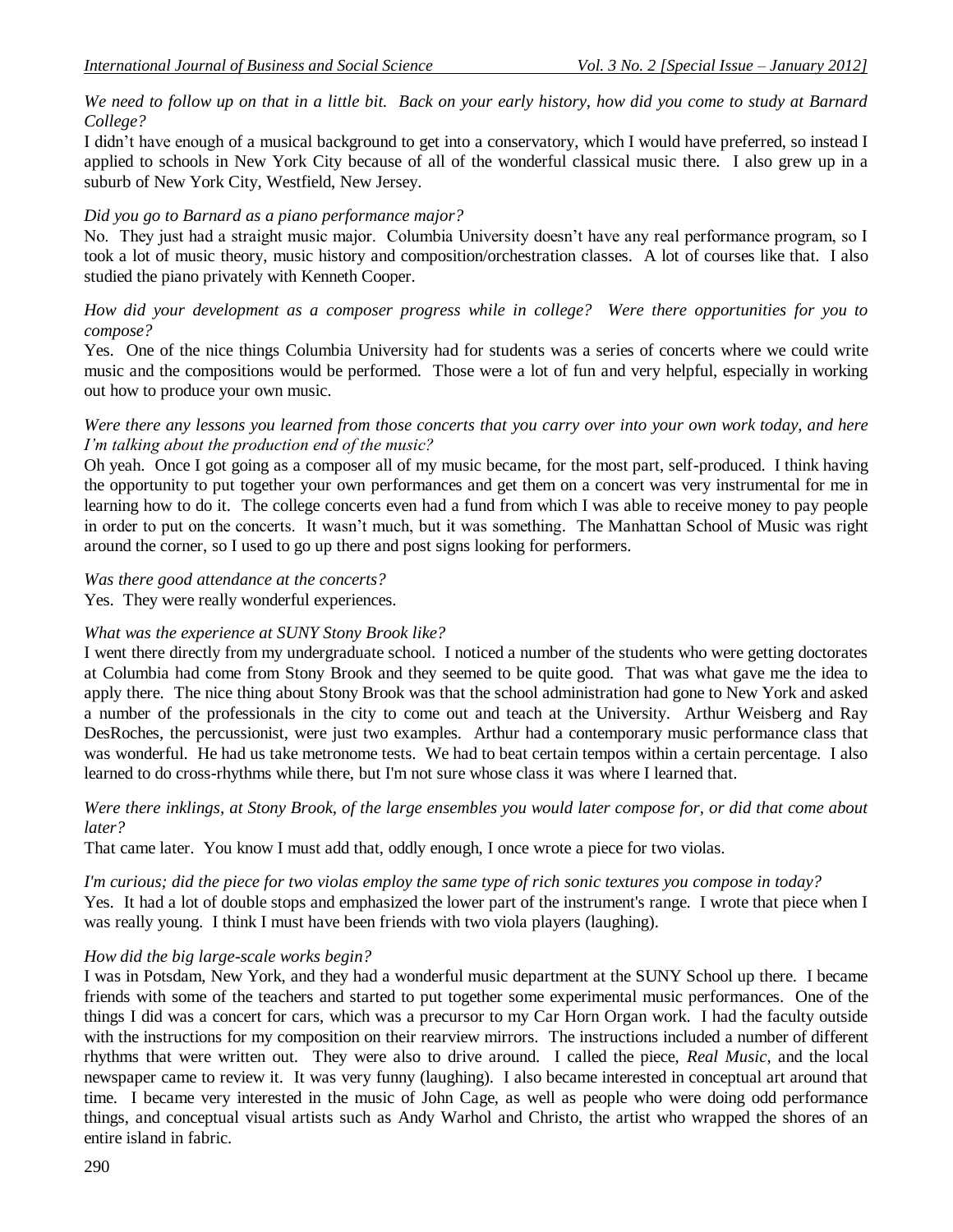*We need to follow up on that in a little bit. Back on your early history, how did you come to study at Barnard College?*

I didn't have enough of a musical background to get into a conservatory, which I would have preferred, so instead I applied to schools in New York City because of all of the wonderful classical music there. I also grew up in a suburb of New York City, Westfield, New Jersey.

*Did you go to Barnard as a piano performance major?*

No. They just had a straight music major. Columbia University doesn't have any real performance program, so I took a lot of music theory, music history and composition/orchestration classes. A lot of courses like that. I also studied the piano privately with Kenneth Cooper.

*How did your development as a composer progress while in college? Were there opportunities for you to compose?*

Yes. One of the nice things Columbia University had for students was a series of concerts where we could write music and the compositions would be performed. Those were a lot of fun and very helpful, especially in working out how to produce your own music.

*Were there any lessons you learned from those concerts that you carry over into your own work today, and here I'm talking about the production end of the music?*

Oh yeah. Once I got going as a composer all of my music became, for the most part, self-produced. I think having the opportunity to put together your own performances and get them on a concert was very instrumental for me in learning how to do it. The college concerts even had a fund from which I was able to receive money to pay people in order to put on the concerts. It wasn't much, but it was something. The Manhattan School of Music was right around the corner, so I used to go up there and post signs looking for performers.

*Was there good attendance at the concerts?*

Yes. They were really wonderful experiences.

*What was the experience at SUNY Stony Brook like?*

I went there directly from my undergraduate school. I noticed a number of the students who were getting doctorates at Columbia had come from Stony Brook and they seemed to be quite good. That was what gave me the idea to apply there. The nice thing about Stony Brook was that the school administration had gone to New York and asked a number of the professionals in the city to come out and teach at the University. Arthur Weisberg and Ray DesRoches, the percussionist, were just two examples. Arthur had a contemporary music performance class that was wonderful. He had us take metronome tests. We had to beat certain tempos within a certain percentage. I also learned to do cross-rhythms while there, but I'm not sure whose class it was where I learned that.

*Were there inklings, at Stony Brook, of the large ensembles you would later compose for, or did that come about later?*

That came later. You know I must add that, oddly enough, I once wrote a piece for two violas.

*I'm curious; did the piece for two violas employ the same type of rich sonic textures you compose in today?*

Yes. It had a lot of double stops and emphasized the lower part of the instrument's range. I wrote that piece when I was really young. I think I must have been friends with two viola players (laughing).

*How did the big large-scale works begin?*

I was in Potsdam, New York, and they had a wonderful music department at the SUNY School up there. I became friends with some of the teachers and started to put together some experimental music performances. One of the things I did was a concert for cars, which was a precursor to my Car Horn Organ work. I had the faculty outside with the instructions for my composition on their rearview mirrors. The instructions included a number of different rhythms that were written out. They were also to drive around. I called the piece, *Real Music*, and the local newspaper came to review it. It was very funny (laughing). I also became interested in conceptual art around that time. I became very interested in the music of John Cage, as well as people who were doing odd performance things, and conceptual visual artists such as Andy Warhol and Christo, the artist who wrapped the shores of an entire island in fabric.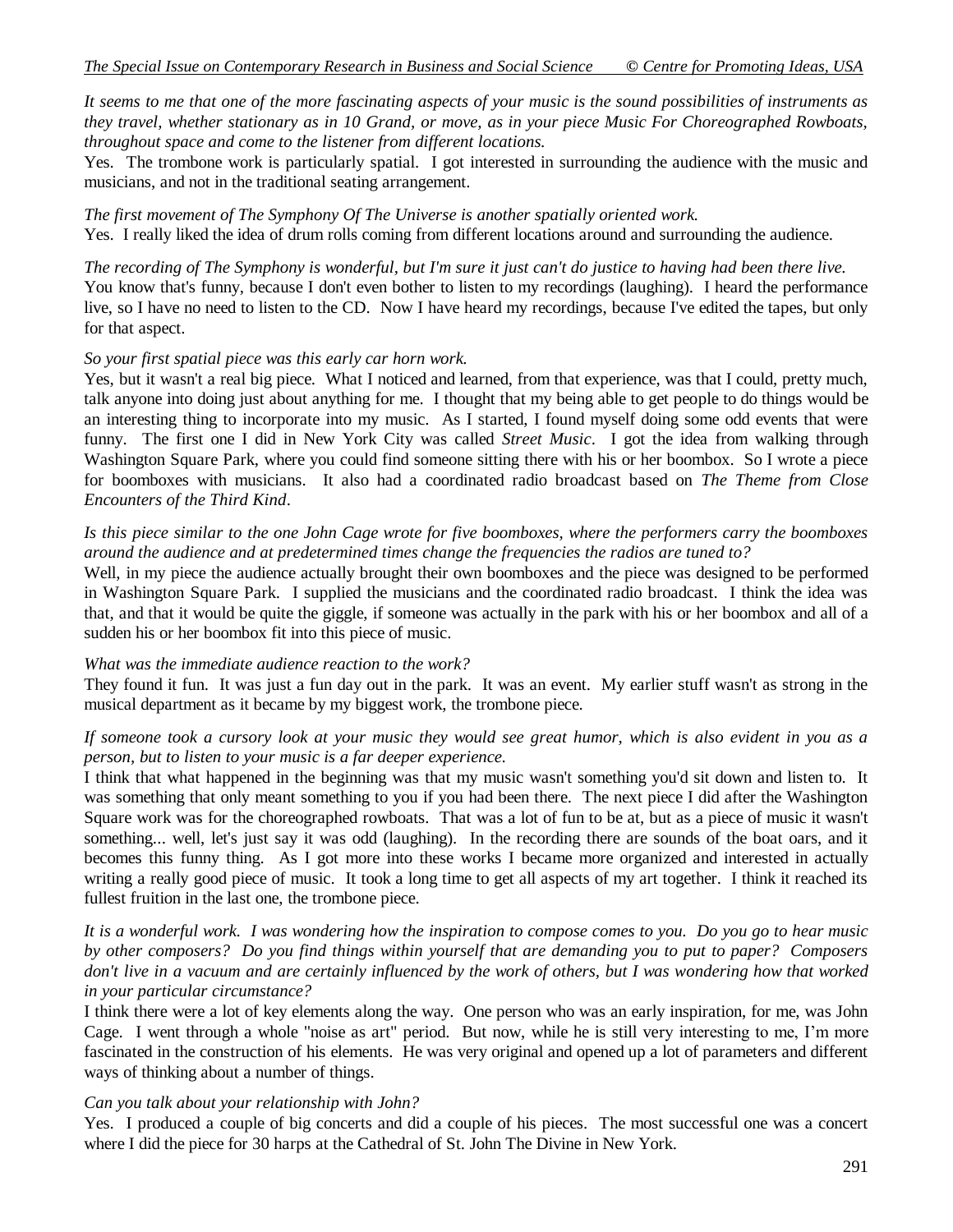*It seems to me that one of the more fascinating aspects of your music is the sound possibilities of instruments as they travel, whether stationary as in 10 Grand, or move, as in your piece Music For Choreographed Rowboats, throughout space and come to the listener from different locations.*

Yes. The trombone work is particularly spatial. I got interested in surrounding the audience with the music and musicians, and not in the traditional seating arrangement.

*The first movement of The Symphony Of The Universe is another spatially oriented work.*

Yes. I really liked the idea of drum rolls coming from different locations around and surrounding the audience.

*The recording of The Symphony is wonderful, but I'm sure it just can't do justice to having had been there live.*

You know that's funny, because I don't even bother to listen to my recordings (laughing). I heard the performance live, so I have no need to listen to the CD. Now I have heard my recordings, because I've edited the tapes, but only for that aspect.

*So your first spatial piece was this early car horn work.*

Yes, but it wasn't a real big piece. What I noticed and learned, from that experience, was that I could, pretty much, talk anyone into doing just about anything for me. I thought that my being able to get people to do things would be an interesting thing to incorporate into my music. As I started, I found myself doing some odd events that were funny. The first one I did in New York City was called *Street Music*. I got the idea from walking through Washington Square Park, where you could find someone sitting there with his or her boombox. So I wrote a piece for boomboxes with musicians. It also had a coordinated radio broadcast based on *The Theme from Close Encounters of the Third Kind*.

*Is this piece similar to the one John Cage wrote for five boomboxes, where the performers carry the boomboxes around the audience and at predetermined times change the frequencies the radios are tuned to?*

Well, in my piece the audience actually brought their own boomboxes and the piece was designed to be performed in Washington Square Park. I supplied the musicians and the coordinated radio broadcast. I think the idea was that, and that it would be quite the giggle, if someone was actually in the park with his or her boombox and all of a sudden his or her boombox fit into this piece of music.

*What was the immediate audience reaction to the work?*

They found it fun. It was just a fun day out in the park. It was an event. My earlier stuff wasn't as strong in the musical department as it became by my biggest work, the trombone piece.

*If someone took a cursory look at your music they would see great humor, which is also evident in you as a person, but to listen to your music is a far deeper experience.*

I think that what happened in the beginning was that my music wasn't something you'd sit down and listen to. It was something that only meant something to you if you had been there. The next piece I did after the Washington Square work was for the choreographed rowboats. That was a lot of fun to be at, but as a piece of music it wasn't something... well, let's just say it was odd (laughing). In the recording there are sounds of the boat oars, and it becomes this funny thing. As I got more into these works I became more organized and interested in actually writing a really good piece of music. It took a long time to get all aspects of my art together. I think it reached its fullest fruition in the last one, the trombone piece.

*It is a wonderful work. I was wondering how the inspiration to compose comes to you. Do you go to hear music by other composers? Do you find things within yourself that are demanding you to put to paper? Composers don't live in a vacuum and are certainly influenced by the work of others, but I was wondering how that worked in your particular circumstance?*

I think there were a lot of key elements along the way. One person who was an early inspiration, for me, was John Cage. I went through a whole "noise as art" period. But now, while he is still very interesting to me, I'm more fascinated in the construction of his elements. He was very original and opened up a lot of parameters and different ways of thinking about a number of things.

*Can you talk about your relationship with John?*

Yes. I produced a couple of big concerts and did a couple of his pieces. The most successful one was a concert where I did the piece for 30 harps at the Cathedral of St. John The Divine in New York.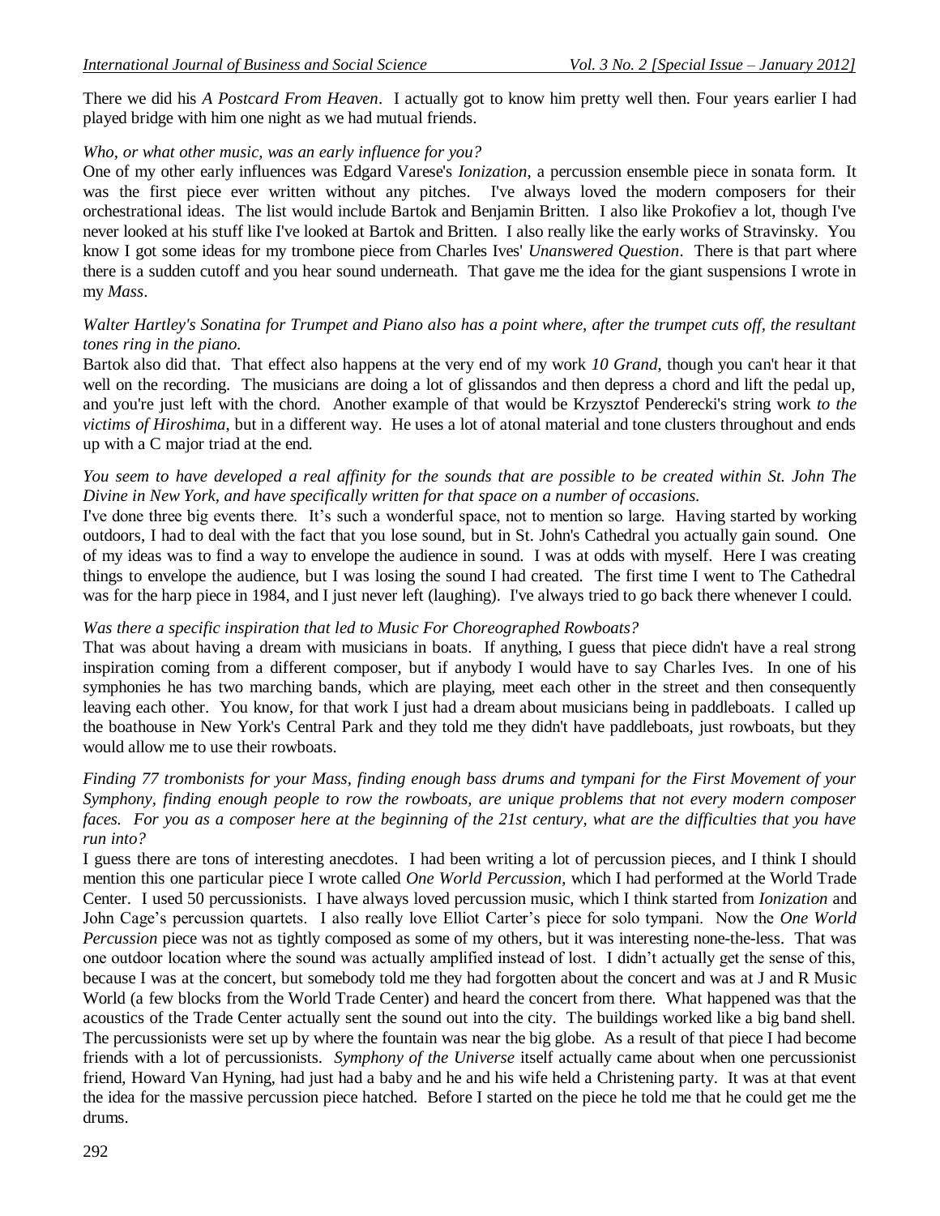There we did his *A Postcard From Heaven*. I actually got to know him pretty well then. Four years earlier I had played bridge with him one night as we had mutual friends.

*Who, or what other music, was an early influence for you?*

One of my other early influences was Edgard Varese's *Ionization*, a percussion ensemble piece in sonata form. It was the first piece ever written without any pitches. I've always loved the modern composers for their orchestrational ideas. The list would include Bartok and Benjamin Britten. I also like Prokofiev a lot, though I've never looked at his stuff like I've looked at Bartok and Britten. I also really like the early works of Stravinsky. You know I got some ideas for my trombone piece from Charles Ives' *Unanswered Question*. There is that part where there is a sudden cutoff and you hear sound underneath. That gave me the idea for the giant suspensions I wrote in my *Mass*.

*Walter Hartley's Sonatina for Trumpet and Piano also has a point where, after the trumpet cuts off, the resultant tones ring in the piano.*

Bartok also did that. That effect also happens at the very end of my work *10 Grand*, though you can't hear it that well on the recording. The musicians are doing a lot of glissandos and then depress a chord and lift the pedal up, and you're just left with the chord. Another example of that would be Krzysztof Penderecki's string work *to the victims of Hiroshima*, but in a different way. He uses a lot of atonal material and tone clusters throughout and ends up with a C major triad at the end.

*You seem to have developed a real affinity for the sounds that are possible to be created within St. John The Divine in New York, and have specifically written for that space on a number of occasions.*

I've done three big events there. It's such a wonderful space, not to mention so large. Having started by working outdoors, I had to deal with the fact that you lose sound, but in St. John's Cathedral you actually gain sound. One of my ideas was to find a way to envelope the audience in sound. I was at odds with myself. Here I was creating things to envelope the audience, but I was losing the sound I had created. The first time I went to The Cathedral was for the harp piece in 1984, and I just never left (laughing). I've always tried to go back there whenever I could.

*Was there a specific inspiration that led to Music For Choreographed Rowboats?*

That was about having a dream with musicians in boats. If anything, I guess that piece didn't have a real strong inspiration coming from a different composer, but if anybody I would have to say Charles Ives. In one of his symphonies he has two marching bands, which are playing, meet each other in the street and then consequently leaving each other. You know, for that work I just had a dream about musicians being in paddleboats. I called up the boathouse in New York's Central Park and they told me they didn't have paddleboats, just rowboats, but they would allow me to use their rowboats.

*Finding 77 trombonists for your Mass, finding enough bass drums and tympani for the First Movement of your Symphony, finding enough people to row the rowboats, are unique problems that not every modern composer faces. For you as a composer here at the beginning of the 21st century, what are the difficulties that you have run into?*

I guess there are tons of interesting anecdotes. I had been writing a lot of percussion pieces, and I think I should mention this one particular piece I wrote called *One World Percussion*, which I had performed at the World Trade Center. I used 50 percussionists. I have always loved percussion music, which I think started from *Ionization* and John Cage's percussion quartets. I also really love Elliot Carter's piece for solo tympani. Now the *One World Percussion* piece was not as tightly composed as some of my others, but it was interesting none-the-less. That was one outdoor location where the sound was actually amplified instead of lost. I didn't actually get the sense of this, because I was at the concert, but somebody told me they had forgotten about the concert and was at J and R Music World (a few blocks from the World Trade Center) and heard the concert from there. What happened was that the acoustics of the Trade Center actually sent the sound out into the city. The buildings worked like a big band shell. The percussionists were set up by where the fountain was near the big globe. As a result of that piece I had become friends with a lot of percussionists. *Symphony of the Universe* itself actually came about when one percussionist friend, Howard Van Hyning, had just had a baby and he and his wife held a Christening party. It was at that event the idea for the massive percussion piece hatched. Before I started on the piece he told me that he could get me the drums.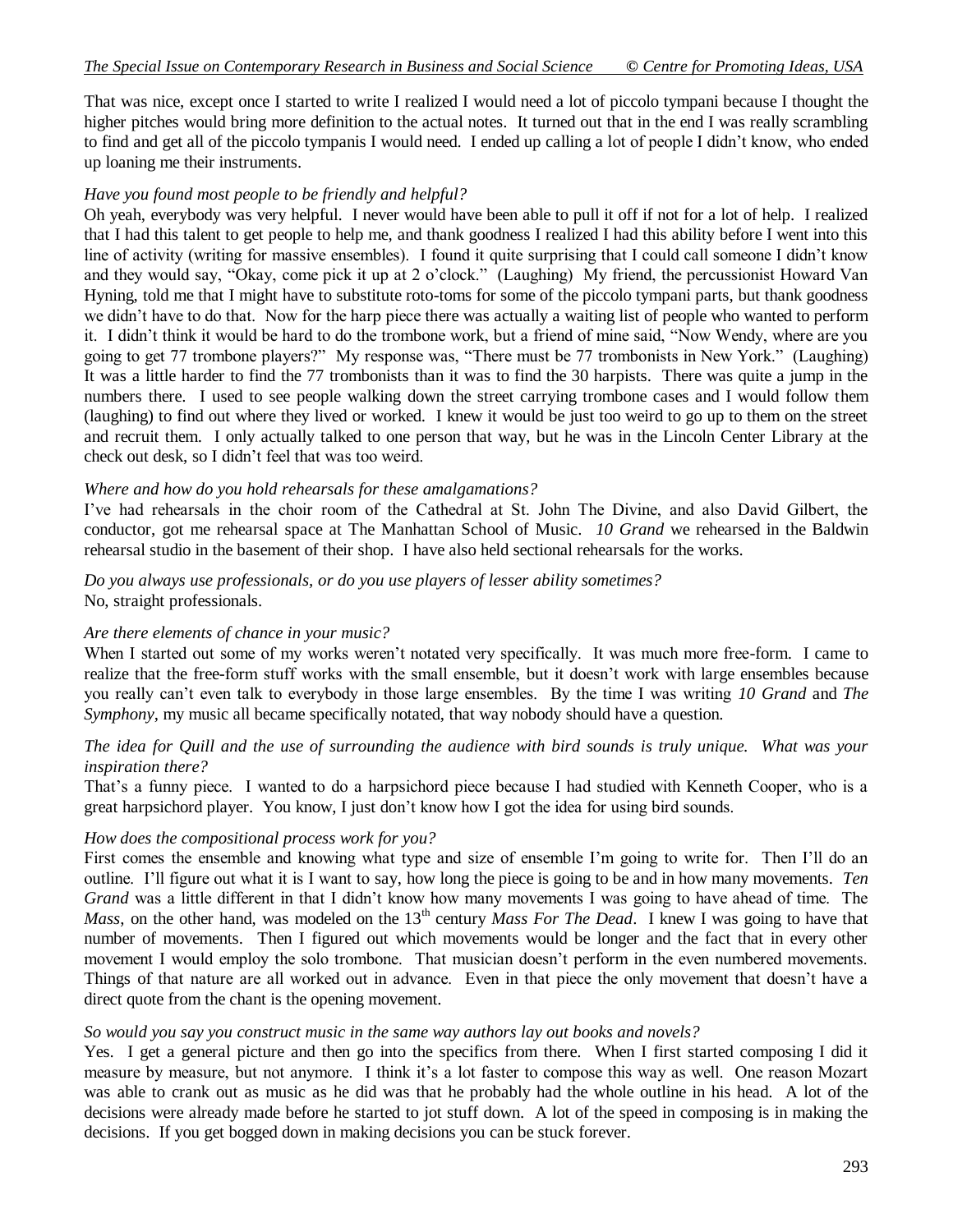That was nice, except once I started to write I realized I would need a lot of piccolo tympani because I thought the higher pitches would bring more definition to the actual notes. It turned out that in the end I was really scrambling to find and get all of the piccolo tympanis I would need. I ended up calling a lot of people I didn't know, who ended up loaning me their instruments.

*Have you found most people to be friendly and helpful?*

Oh yeah, everybody was very helpful. I never would have been able to pull it off if not for a lot of help. I realized that I had this talent to get people to help me, and thank goodness I realized I had this ability before I went into this line of activity (writing for massive ensembles). I found it quite surprising that I could call someone I didn't know and they would say, "Okay, come pick it up at 2 o'clock." (Laughing) My friend, the percussionist Howard Van Hyning, told me that I might have to substitute roto-toms for some of the piccolo tympani parts, but thank goodness we didn't have to do that. Now for the harp piece there was actually a waiting list of people who wanted to perform it. I didn't think it would be hard to do the trombone work, but a friend of mine said, "Now Wendy, where are you going to get 77 trombone players?" My response was, "There must be 77 trombonists in New York." (Laughing) It was a little harder to find the 77 trombonists than it was to find the 30 harpists. There was quite a jump in the numbers there. I used to see people walking down the street carrying trombone cases and I would follow them (laughing) to find out where they lived or worked. I knew it would be just too weird to go up to them on the street and recruit them. I only actually talked to one person that way, but he was in the Lincoln Center Library at the check out desk, so I didn't feel that was too weird.

*Where and how do you hold rehearsals for these amalgamations?*

I've had rehearsals in the choir room of the Cathedral at St. John The Divine, and also David Gilbert, the conductor, got me rehearsal space at The Manhattan School of Music. *10 Grand* we rehearsed in the Baldwin rehearsal studio in the basement of their shop. I have also held sectional rehearsals for the works.

*Do you always use professionals, or do you use players of lesser ability sometimes?*

No, straight professionals.

*Are there elements of chance in your music?*

When I started out some of my works weren't notated very specifically. It was much more free-form. I came to realize that the free-form stuff works with the small ensemble, but it doesn't work with large ensembles because you really can't even talk to everybody in those large ensembles. By the time I was writing *10 Grand* and *The Symphony*, my music all became specifically notated, that way nobody should have a question.

*The idea for Quill and the use of surrounding the audience with bird sounds is truly unique. What was your inspiration there?*

That's a funny piece. I wanted to do a harpsichord piece because I had studied with Kenneth Cooper, who is a great harpsichord player. You know, I just don't know how I got the idea for using bird sounds.

*How does the compositional process work for you?*

First comes the ensemble and knowing what type and size of ensemble I'm going to write for. Then I'll do an outline. I'll figure out what it is I want to say, how long the piece is going to be and in how many movements. *Ten Grand* was a little different in that I didn't know how many movements I was going to have ahead of time. The *Mass*, on the other hand, was modeled on the 13th century *Mass For The Dead*. I knew I was going to have that number of movements. Then I figured out which movements would be longer and the fact that in every other movement I would employ the solo trombone. That musician doesn't perform in the even numbered movements. Things of that nature are all worked out in advance. Even in that piece the only movement that doesn't have a direct quote from the chant is the opening movement.

*So would you say you construct music in the same way authors lay out books and novels?*

Yes. I get a general picture and then go into the specifics from there. When I first started composing I did it measure by measure, but not anymore. I think it's a lot faster to compose this way as well. One reason Mozart was able to crank out as music as he did was that he probably had the whole outline in his head. A lot of the decisions were already made before he started to jot stuff down. A lot of the speed in composing is in making the decisions. If you get bogged down in making decisions you can be stuck forever.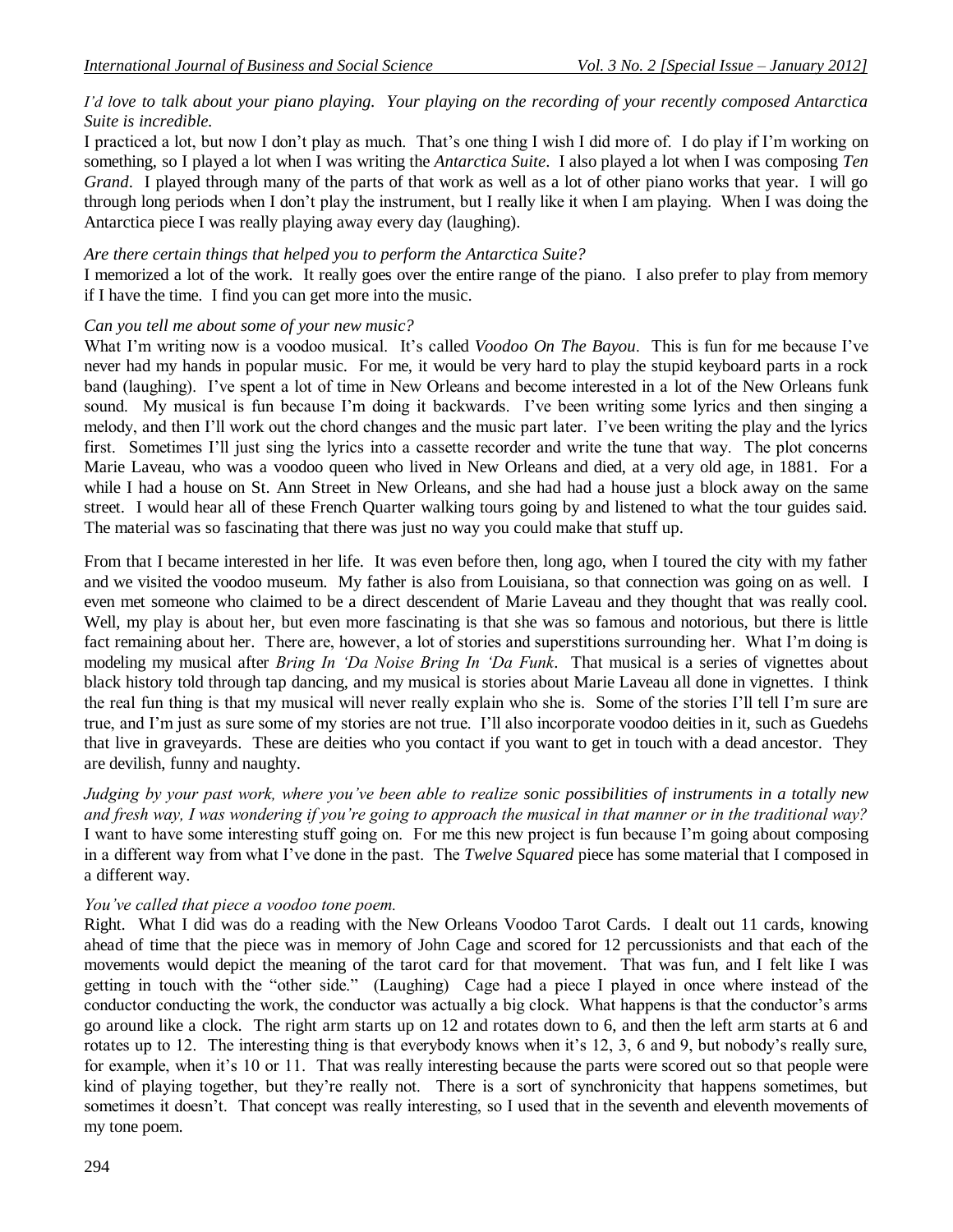*I'd love to talk about your piano playing. Your playing on the recording of your recently composed Antarctica Suite is incredible.*

I practiced a lot, but now I don't play as much. That's one thing I wish I did more of. I do play if I'm working on something, so I played a lot when I was writing the *Antarctica Suite*. I also played a lot when I was composing *Ten Grand*. I played through many of the parts of that work as well as a lot of other piano works that year. I will go through long periods when I don't play the instrument, but I really like it when I am playing. When I was doing the Antarctica piece I was really playing away every day (laughing).

*Are there certain things that helped you to perform the Antarctica Suite?*

I memorized a lot of the work. It really goes over the entire range of the piano. I also prefer to play from memory if I have the time. I find you can get more into the music.

*Can you tell me about some of your new music?*

What I'm writing now is a voodoo musical. It's called *Voodoo On The Bayou*. This is fun for me because I've never had my hands in popular music. For me, it would be very hard to play the stupid keyboard parts in a rock band (laughing). I've spent a lot of time in New Orleans and become interested in a lot of the New Orleans funk sound. My musical is fun because I'm doing it backwards. I've been writing some lyrics and then singing a melody, and then I'll work out the chord changes and the music part later. I've been writing the play and the lyrics first. Sometimes I'll just sing the lyrics into a cassette recorder and write the tune that way. The plot concerns Marie Laveau, who was a voodoo queen who lived in New Orleans and died, at a very old age, in 1881. For a while I had a house on St. Ann Street in New Orleans, and she had had a house just a block away on the same street. I would hear all of these French Quarter walking tours going by and listened to what the tour guides said. The material was so fascinating that there was just no way you could make that stuff up.

From that I became interested in her life. It was even before then, long ago, when I toured the city with my father and we visited the voodoo museum. My father is also from Louisiana, so that connection was going on as well. I even met someone who claimed to be a direct descendent of Marie Laveau and they thought that was really cool. Well, my play is about her, but even more fascinating is that she was so famous and notorious, but there is little fact remaining about her. There are, however, a lot of stories and superstitions surrounding her. What I'm doing is modeling my musical after *Bring In 'Da Noise Bring In 'Da Funk*. That musical is a series of vignettes about black history told through tap dancing, and my musical is stories about Marie Laveau all done in vignettes. I think the real fun thing is that my musical will never really explain who she is. Some of the stories I'll tell I'm sure are true, and I'm just as sure some of my stories are not true. I'll also incorporate voodoo deities in it, such as Guedehs that live in graveyards. These are deities who you contact if you want to get in touch with a dead ancestor. They are devilish, funny and naughty.

*Judging by your past work, where you've been able to realize sonic possibilities of instruments in a totally new and fresh way, I was wondering if you're going to approach the musical in that manner or in the traditional way?*

I want to have some interesting stuff going on. For me this new project is fun because I'm going about composing in a different way from what I've done in the past. The *Twelve Squared* piece has some material that I composed in a different way.

*You've called that piece a voodoo tone poem.*

Right. What I did was do a reading with the New Orleans Voodoo Tarot Cards. I dealt out 11 cards, knowing ahead of time that the piece was in memory of John Cage and scored for 12 percussionists and that each of the movements would depict the meaning of the tarot card for that movement. That was fun, and I felt like I was getting in touch with the "other side." (Laughing) Cage had a piece I played in once where instead of the conductor conducting the work, the conductor was actually a big clock. What happens is that the conductor's arms go around like a clock. The right arm starts up on 12 and rotates down to 6, and then the left arm starts at 6 and rotates up to 12. The interesting thing is that everybody knows when it's 12, 3, 6 and 9, but nobody's really sure, for example, when it's 10 or 11. That was really interesting because the parts were scored out so that people were kind of playing together, but they're really not. There is a sort of synchronicity that happens sometimes, but sometimes it doesn't. That concept was really interesting, so I used that in the seventh and eleventh movements of my tone poem.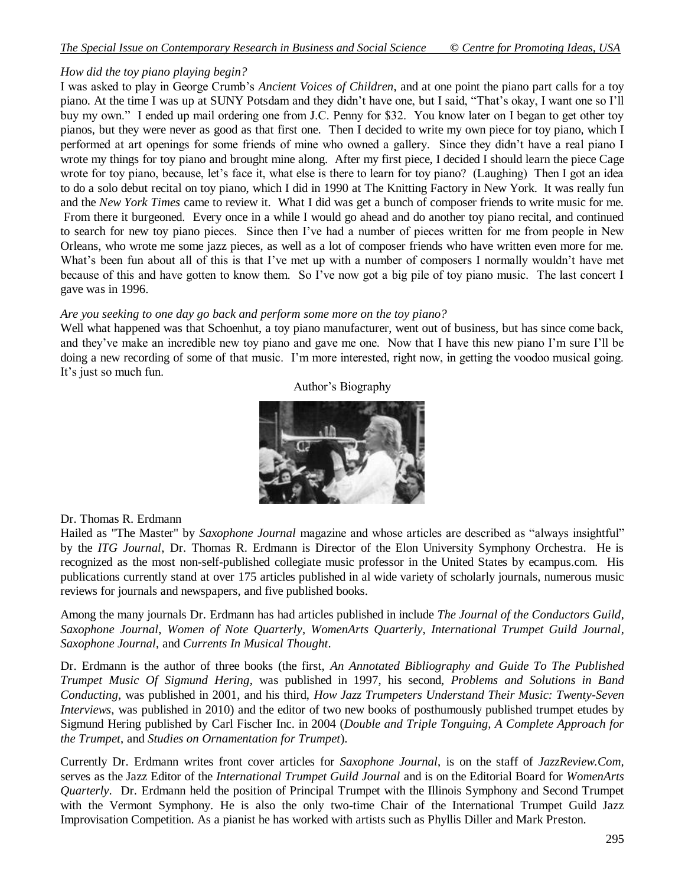*How did the toy piano playing begin?*

I was asked to play in George Crumb's *Ancient Voices of Children*, and at one point the piano part calls for a toy piano. At the time I was up at SUNY Potsdam and they didn't have one, but I said, "That's okay, I want one so I'll buy my own." I ended up mail ordering one from J.C. Penny for $32. You know later on I began to get other toy pianos, but they were never as good as that first one. Then I decided to write my own piece for toy piano, which I performed at art openings for some friends of mine who owned a gallery. Since they didn't have a real piano I wrote my things for toy piano and brought mine along. After my first piece, I decided I should learn the piece Cage wrote for toy piano, because, let's face it, what else is there to learn for toy piano? (Laughing) Then I got an idea to do a solo debut recital on toy piano, which I did in 1990 at The Knitting Factory in New York. It was really fun and the *New York Times* came to review it. What I did was get a bunch of composer friends to write music for me. From there it burgeoned. Every once in a while I would go ahead and do another toy piano recital, and continued to search for new toy piano pieces. Since then I've had a number of pieces written for me from people in New Orleans, who wrote me some jazz pieces, as well as a lot of composer friends who have written even more for me. What's been fun about all of this is that I've met up with a number of composers I normally wouldn't have met because of this and have gotten to know them. So I've now got a big pile of toy piano music. The last concert I gave was in 1996.

*Are you seeking to one day go back and perform some more on the toy piano?*

Well what happened was that Schoenhut, a toy piano manufacturer, went out of business, but has since come back, and they've make an incredible new toy piano and gave me one. Now that I have this new piano I'm sure I'll be doing a new recording of some of that music. I'm more interested, right now, in getting the voodoo musical going. It's just so much fun.

## Author's Biography

Dr. Thomas R. Erdmann

Hailed as "The Master" by *Saxophone Journal* magazine and whose articles are described as "always insightful" by the *ITG Journal*, Dr. Thomas R. Erdmann is Director of the Elon University Symphony Orchestra. He is recognized as the most non-self-published collegiate music professor in the United States by ecampus.com. His publications currently stand at over 175 articles published in al wide variety of scholarly journals, numerous music reviews for journals and newspapers, and five published books.

Among the many journals Dr. Erdmann has had articles published in include *The Journal of the Conductors Guild*, *Saxophone Journal*, *Women of Note Quarterly*, *WomenArts Quarterly*, *International Trumpet Guild Journal*, *Saxophone Journal*, and *Currents In Musical Thought*.

Dr. Erdmann is the author of three books (the first, *An Annotated Bibliography and Guide To The Published Trumpet Music Of Sigmund Hering*, was published in 1997, his second, *Problems and Solutions in Band Conducting*, was published in 2001, and his third, *How Jazz Trumpeters Understand Their Music: Twenty-Seven Interviews*, was published in 2010) and the editor of two new books of posthumously published trumpet etudes by Sigmund Hering published by Carl Fischer Inc. in 2004 (*Double and Triple Tonguing, A Complete Approach for the Trumpet*, and *Studies on Ornamentation for Trumpet*).

Currently Dr. Erdmann writes front cover articles for *Saxophone Journal*, is on the staff of *JazzReview.Com*, serves as the Jazz Editor of the *International Trumpet Guild Journal* and is on the Editorial Board for *WomenArts Quarterly*. Dr. Erdmann held the position of Principal Trumpet with the Illinois Symphony and Second Trumpet with the Vermont Symphony. He is also the only two-time Chair of the International Trumpet Guild Jazz Improvisation Competition. As a pianist he has worked with artists such as Phyllis Diller and Mark Preston.